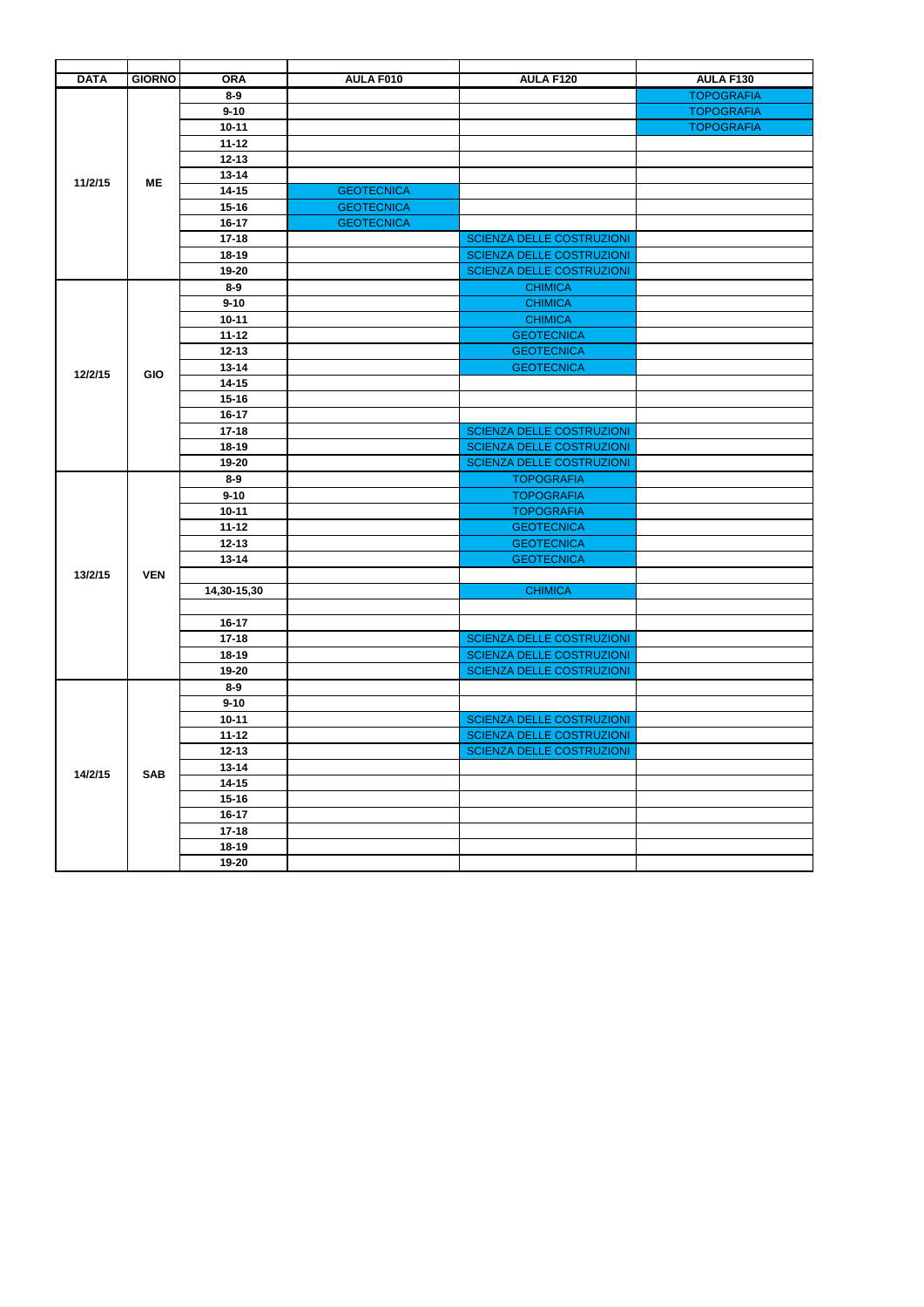| DATA | GIORNO | ORA | AULA F010 | AULA F120 | AULA F130 |
|---|---|---|---|---|---|
| 11/2/15 | ME | 8-9 | | | TOPOGRAFIA |
| | | 9-10 | | | TOPOGRAFIA |
| | | 10-11 | | | TOPOGRAFIA |
| | | 11-12 | | | |
| | | 12-13 | | | |
| | | 13-14 | | | |
| | | 14-15 | GEOTECNICA | | |
| | | 15-16 | GEOTECNICA | | |
| | | 16-17 | GEOTECNICA | | |
| | | 17-18 | | SCIENZA DELLE COSTRUZIONI | |
| | | 18-19 | | SCIENZA DELLE COSTRUZIONI | |
| | | 19-20 | | SCIENZA DELLE COSTRUZIONI | |
| 12/2/15 | GIO | 8-9 | | CHIMICA | |
| | | 9-10 | | CHIMICA | |
| | | 10-11 | | CHIMICA | |
| | | 11-12 | | GEOTECNICA | |
| | | 12-13 | | GEOTECNICA | |
| | | 13-14 | | GEOTECNICA | |
| | | 14-15 | | | |
| | | 15-16 | | | |
| | | 16-17 | | | |
| | | 17-18 | | SCIENZA DELLE COSTRUZIONI | |
| | | 18-19 | | SCIENZA DELLE COSTRUZIONI | |
| | | 19-20 | | SCIENZA DELLE COSTRUZIONI | |
| 13/2/15 | VEN | 8-9 | | TOPOGRAFIA | |
| | | 9-10 | | TOPOGRAFIA | |
| | | 10-11 | | TOPOGRAFIA | |
| | | 11-12 | | GEOTECNICA | |
| | | 12-13 | | GEOTECNICA | |
| | | 13-14 | | GEOTECNICA | |
| | | | | | |
| | | 14,30-15,30 | | CHIMICA | |
| | | | | | |
| | | 16-17 | | | |
| | | 17-18 | | SCIENZA DELLE COSTRUZIONI | |
| | | 18-19 | | SCIENZA DELLE COSTRUZIONI | |
| | | 19-20 | | SCIENZA DELLE COSTRUZIONI | |
| 14/2/15 | SAB | 8-9 | | | |
| | | 9-10 | | | |
| | | 10-11 | | SCIENZA DELLE COSTRUZIONI | |
| | | 11-12 | | SCIENZA DELLE COSTRUZIONI | |
| | | 12-13 | | SCIENZA DELLE COSTRUZIONI | |
| | | 13-14 | | | |
| | | 14-15 | | | |
| | | 15-16 | | | |
| | | 16-17 | | | |
| | | 17-18 | | | |
| | | 18-19 | | | |
| | | 19-20 | | | |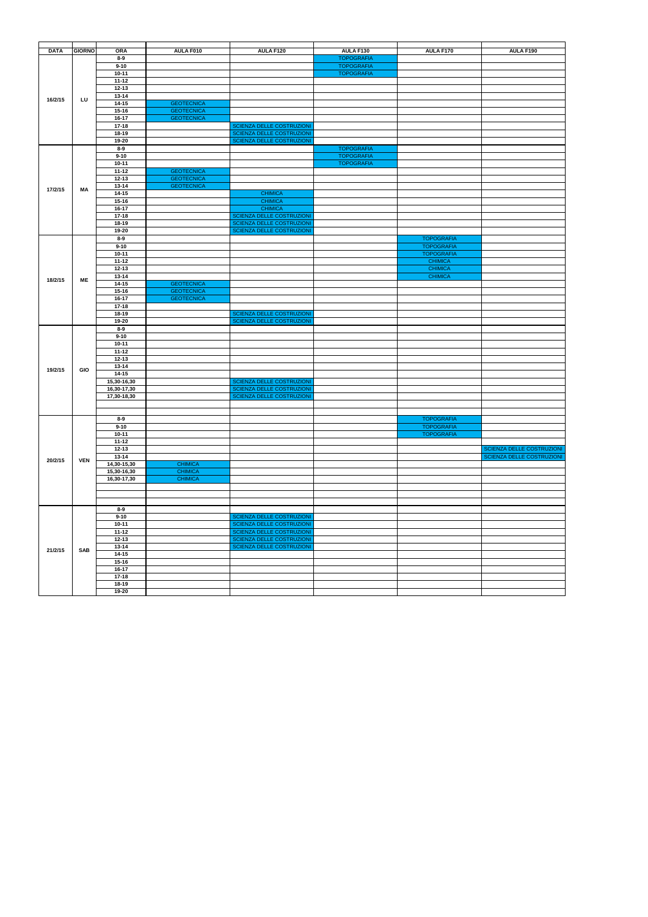| DATA | GIORNO | ORA | AULA F010 | AULA F120 | AULA F130 | AULA F170 | AULA F190 |
|---|---|---|---|---|---|---|---|
| 16/2/15 | LU | 8-9 | | | TOPOGRAFIA | | |
| | | 9-10 | | | TOPOGRAFIA | | |
| | | 10-11 | | | TOPOGRAFIA | | |
| | | 11-12 | | | | | |
| | | 12-13 | | | | | |
| | | 13-14 | | | | | |
| | | 14-15 | GEOTECNICA | | | | |
| | | 15-16 | GEOTECNICA | | | | |
| | | 16-17 | GEOTECNICA | | | | |
| | | 17-18 | | SCIENZA DELLE COSTRUZIONI | | | |
| | | 18-19 | | SCIENZA DELLE COSTRUZIONI | | | |
| | | 19-20 | | SCIENZA DELLE COSTRUZIONI | | | |
| 17/2/15 | MA | 8-9 | | | TOPOGRAFIA | | |
| | | 9-10 | | | TOPOGRAFIA | | |
| | | 10-11 | | | TOPOGRAFIA | | |
| | | 11-12 | GEOTECNICA | | | | |
| | | 12-13 | GEOTECNICA | | | | |
| | | 13-14 | GEOTECNICA | | | | |
| | | 14-15 | | CHIMICA | | | |
| | | 15-16 | | CHIMICA | | | |
| | | 16-17 | | CHIMICA | | | |
| | | 17-18 | | SCIENZA DELLE COSTRUZIONI | | | |
| | | 18-19 | | SCIENZA DELLE COSTRUZIONI | | | |
| | | 19-20 | | SCIENZA DELLE COSTRUZIONI | | | |
| 18/2/15 | ME | 8-9 | | | | TOPOGRAFIA | |
| | | 9-10 | | | | TOPOGRAFIA | |
| | | 10-11 | | | | TOPOGRAFIA | |
| | | 11-12 | | | | CHIMICA | |
| | | 12-13 | | | | CHIMICA | |
| | | 13-14 | | | | CHIMICA | |
| | | 14-15 | GEOTECNICA | | | | |
| | | 15-16 | GEOTECNICA | | | | |
| | | 16-17 | GEOTECNICA | | | | |
| | | 17-18 | | | | | |
| | | 18-19 | | SCIENZA DELLE COSTRUZIONI | | | |
| | | 19-20 | | SCIENZA DELLE COSTRUZIONI | | | |
| 19/2/15 | GIO | 8-9 | | | | | |
| | | 9-10 | | | | | |
| | | 10-11 | | | | | |
| | | 11-12 | | | | | |
| | | 12-13 | | | | | |
| | | 13-14 | | | | | |
| | | 14-15 | | | | | |
| | | 15,30-16,30 | | SCIENZA DELLE COSTRUZIONI | | | |
| | | 16,30-17,30 | | SCIENZA DELLE COSTRUZIONI | | | |
| | | 17,30-18,30 | | SCIENZA DELLE COSTRUZIONI | | | |
| | | | | | | | |
| | | | | | | | |
| 20/2/15 | VEN | 8-9 | | | | TOPOGRAFIA | |
| | | 9-10 | | | | TOPOGRAFIA | |
| | | 10-11 | | | | TOPOGRAFIA | |
| | | 11-12 | | | | | |
| | | 12-13 | | | | | SCIENZA DELLE COSTRUZIONI |
| | | 13-14 | | | | | SCIENZA DELLE COSTRUZIONI |
| | | 14,30-15,30 | CHIMICA | | | | |
| | | 15,30-16,30 | CHIMICA | | | | |
| | | 16,30-17,30 | CHIMICA | | | | |
| | | | | | | | |
| | | | | | | | |
| | | | | | | | |
| 21/2/15 | SAB | 8-9 | | | | | |
| | | 9-10 | | SCIENZA DELLE COSTRUZIONI | | | |
| | | 10-11 | | SCIENZA DELLE COSTRUZIONI | | | |
| | | 11-12 | | SCIENZA DELLE COSTRUZIONI | | | |
| | | 12-13 | | SCIENZA DELLE COSTRUZIONI | | | |
| | | 13-14 | | SCIENZA DELLE COSTRUZIONI | | | |
| | | 14-15 | | | | | |
| | | 15-16 | | | | | |
| | | 16-17 | | | | | |
| | | 17-18 | | | | | |
| | | 18-19 | | | | | |
| | | 19-20 | | | | | |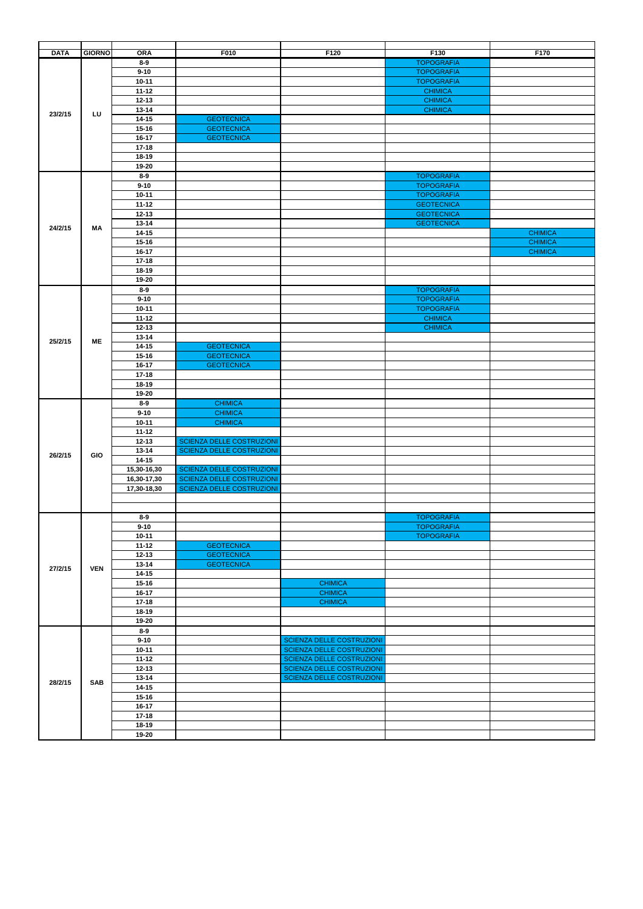| DATA | GIORNO | ORA | F010 | F120 | F130 | F170 |
|---|---|---|---|---|---|---|
| 23/2/15 | LU | 8-9 | | | TOPOGRAFIA | |
| | | 9-10 | | | TOPOGRAFIA | |
| | | 10-11 | | | TOPOGRAFIA | |
| | | 11-12 | | | CHIMICA | |
| | | 12-13 | | | CHIMICA | |
| | | 13-14 | | | CHIMICA | |
| | | 14-15 | GEOTECNICA | | | |
| | | 15-16 | GEOTECNICA | | | |
| | | 16-17 | GEOTECNICA | | | |
| | | 17-18 | | | | |
| | | 18-19 | | | | |
| | | 19-20 | | | | |
| 24/2/15 | MA | 8-9 | | | TOPOGRAFIA | |
| | | 9-10 | | | TOPOGRAFIA | |
| | | 10-11 | | | TOPOGRAFIA | |
| | | 11-12 | | | GEOTECNICA | |
| | | 12-13 | | | GEOTECNICA | |
| | | 13-14 | | | GEOTECNICA | |
| | | 14-15 | | | | CHIMICA |
| | | 15-16 | | | | CHIMICA |
| | | 16-17 | | | | CHIMICA |
| | | 17-18 | | | | |
| | | 18-19 | | | | |
| | | 19-20 | | | | |
| 25/2/15 | ME | 8-9 | | | TOPOGRAFIA | |
| | | 9-10 | | | TOPOGRAFIA | |
| | | 10-11 | | | TOPOGRAFIA | |
| | | 11-12 | | | CHIMICA | |
| | | 12-13 | | | CHIMICA | |
| | | 13-14 | | | | |
| | | 14-15 | GEOTECNICA | | | |
| | | 15-16 | GEOTECNICA | | | |
| | | 16-17 | GEOTECNICA | | | |
| | | 17-18 | | | | |
| | | 18-19 | | | | |
| | | 19-20 | | | | |
| 26/2/15 | GIO | 8-9 | CHIMICA | | | |
| | | 9-10 | CHIMICA | | | |
| | | 10-11 | CHIMICA | | | |
| | | 11-12 | | | | |
| | | 12-13 | SCIENZA DELLE COSTRUZIONI | | | |
| | | 13-14 | SCIENZA DELLE COSTRUZIONI | | | |
| | | 14-15 | | | | |
| | | 15,30-16,30 | SCIENZA DELLE COSTRUZIONI | | | |
| | | 16,30-17,30 | SCIENZA DELLE COSTRUZIONI | | | |
| | | 17,30-18,30 | SCIENZA DELLE COSTRUZIONI | | | |
| | | | | | | |
| | | | | | | |
| 27/2/15 | VEN | 8-9 | | | TOPOGRAFIA | |
| | | 9-10 | | | TOPOGRAFIA | |
| | | 10-11 | | | TOPOGRAFIA | |
| | | 11-12 | GEOTECNICA | | | |
| | | 12-13 | GEOTECNICA | | | |
| | | 13-14 | GEOTECNICA | | | |
| | | 14-15 | | | | |
| | | 15-16 | | CHIMICA | | |
| | | 16-17 | | CHIMICA | | |
| | | 17-18 | | CHIMICA | | |
| | | 18-19 | | | | |
| | | 19-20 | | | | |
| 28/2/15 | SAB | 8-9 | | | | |
| | | 9-10 | | SCIENZA DELLE COSTRUZIONI | | |
| | | 10-11 | | SCIENZA DELLE COSTRUZIONI | | |
| | | 11-12 | | SCIENZA DELLE COSTRUZIONI | | |
| | | 12-13 | | SCIENZA DELLE COSTRUZIONI | | |
| | | 13-14 | | SCIENZA DELLE COSTRUZIONI | | |
| | | 14-15 | | | | |
| | | 15-16 | | | | |
| | | 16-17 | | | | |
| | | 17-18 | | | | |
| | | 18-19 | | | | |
| | | 19-20 | | | | |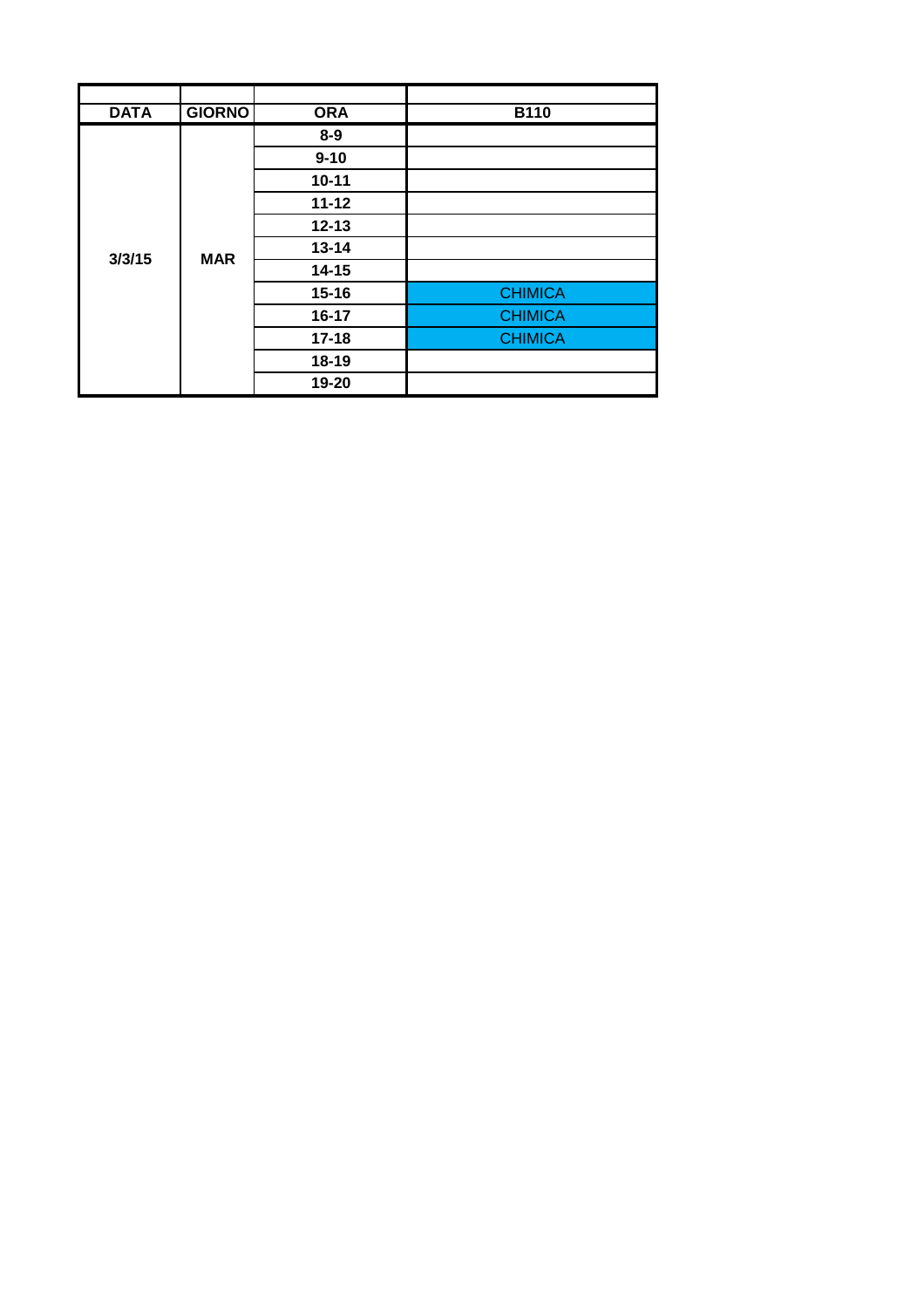| | | | |
|---|---|---|---|
| DATA | GIORNO | ORA | B110 |
| 3/3/15 | MAR | 8-9 | |
| | | 9-10 | |
| | | 10-11 | |
| | | 11-12 | |
| | | 12-13 | |
| | | 13-14 | |
| | | 14-15 | |
| | | 15-16 | CHIMICA |
| | | 16-17 | CHIMICA |
| | | 17-18 | CHIMICA |
| | | 18-19 | |
| | | 19-20 | |